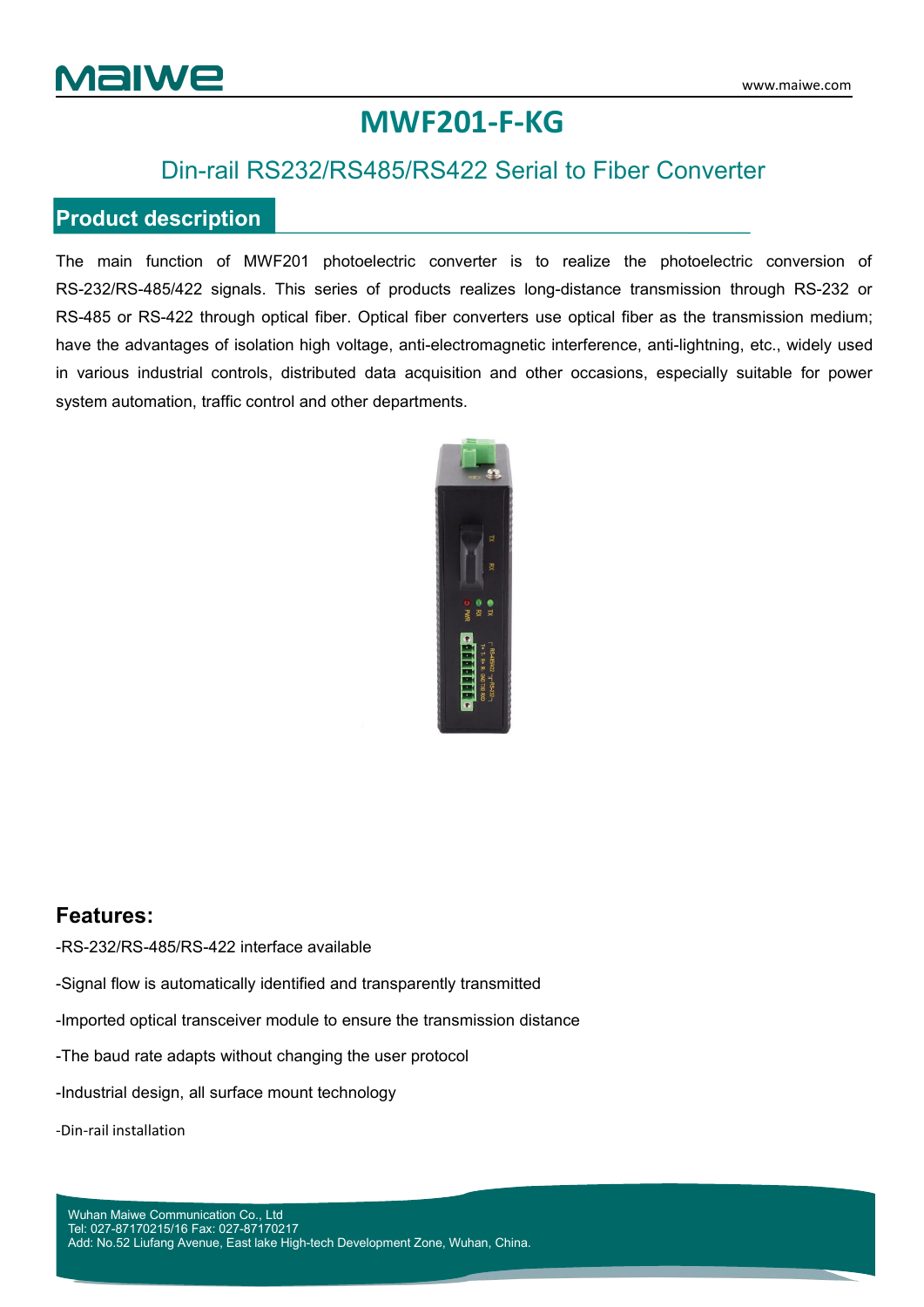# MWF201-F-KG

## Din-rail RS232/RS485/RS422 Serial to Fiber Converter

## Product description

The main function of MWF201 photoelectric converter is to realize the photoelectric conversion of RS-232/RS-485/422 signals. This series of products realizes long-distance transmission through RS-232 or RS-485 or RS-422 through optical fiber. Optical fiber converters use optical fiber as the transmission medium; have the advantages of isolation high voltage, anti-electromagnetic interference, anti-lightning, etc., widely used in various industrial controls, distributed data acquisition and other occasions, especially suitable for power system automation, traffic control and other departments.

## Features:

-RS-232/RS-485/RS-422 interface available

-Signal flow is automatically identified and transparently transmitted

-Imported optical transceiver module to ensure the transmission distance

-The baud rate adapts without changing the user protocol

-Industrial design, all surface mount technology

-Din-rail installation

Wuhan Maiwe Communication Co., Ltd
Tel: 027-87170215/16 Fax: 027-87170217
Add: No.52 Liufang Avenue, East lake High-tech Development Zone, Wuhan, China.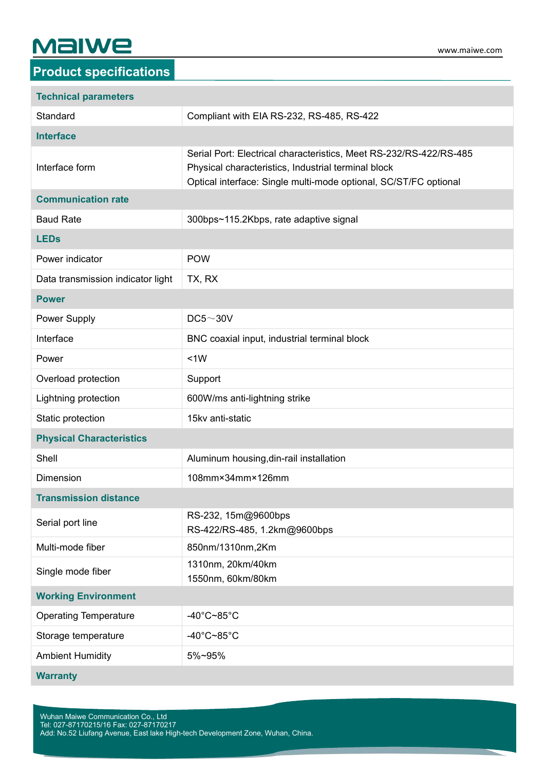## Product specifications

| Technical parameters | |
|---|---|
| Standard | Compliant with EIA RS-232, RS-485, RS-422 |
| **Interface** | |
| Interface form | Serial Port: Electrical characteristics, Meet RS-232/RS-422/RS-485<br>Physical characteristics, Industrial terminal block<br>Optical interface: Single multi-mode optional, SC/ST/FC optional |
| **Communication rate** | |
| Baud Rate | 300bps~115.2Kbps, rate adaptive signal |
| **LEDs** | |
| Power indicator | POW |
| Data transmission indicator light | TX, RX |
| **Power** | |
| Power Supply | DC5～30V |
| Interface | BNC coaxial input, industrial terminal block |
| Power | <1W |
| Overload protection | Support |
| Lightning protection | 600W/ms anti-lightning strike |
| Static protection | 15kv anti-static |
| **Physical Characteristics** | |
| Shell | Aluminum housing,din-rail installation |
| Dimension | 108mm×34mm×126mm |
| **Transmission distance** | |
| Serial port line | RS-232, 15m@9600bps<br>RS-422/RS-485, 1.2km@9600bps |
| Multi-mode fiber | 850nm/1310nm,2Km |
| Single mode fiber | 1310nm, 20km/40km<br>1550nm, 60km/80km |
| **Working Environment** | |
| Operating Temperature | -40°C~85°C |
| Storage temperature | -40°C~85°C |
| Ambient Humidity | 5%~95% |
| **Warranty** | |

Wuhan Maiwe Communication Co., Ltd
Tel: 027-87170215/16 Fax: 027-87170217
Add: No.52 Liufang Avenue, East lake High-tech Development Zone, Wuhan, China.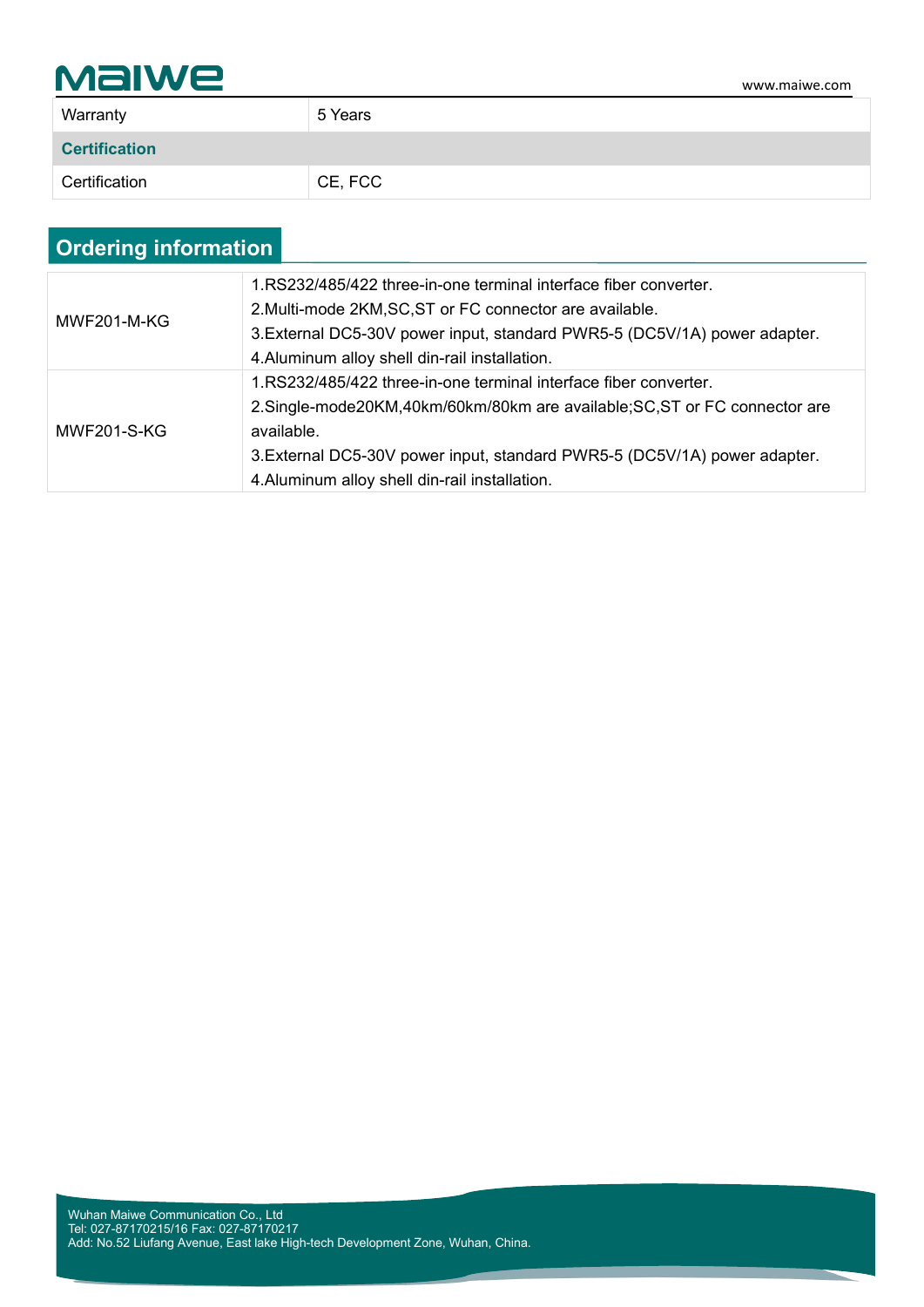| | |
|---|---|
| Warranty | 5 Years |
| **Certification** | |
| Certification | CE, FCC |

## Ordering information

| | |
|---|---|
| MWF201-M-KG | 1.RS232/485/422 three-in-one terminal interface fiber converter.<br>2.Multi-mode 2KM,SC,ST or FC connector are available.<br>3.External DC5-30V power input, standard PWR5-5 (DC5V/1A) power adapter.<br>4.Aluminum alloy shell din-rail installation. |
| MWF201-S-KG | 1.RS232/485/422 three-in-one terminal interface fiber converter.<br>2.Single-mode20KM,40km/60km/80km are available;SC,ST or FC connector are available.<br>3.External DC5-30V power input, standard PWR5-5 (DC5V/1A) power adapter.<br>4.Aluminum alloy shell din-rail installation. |